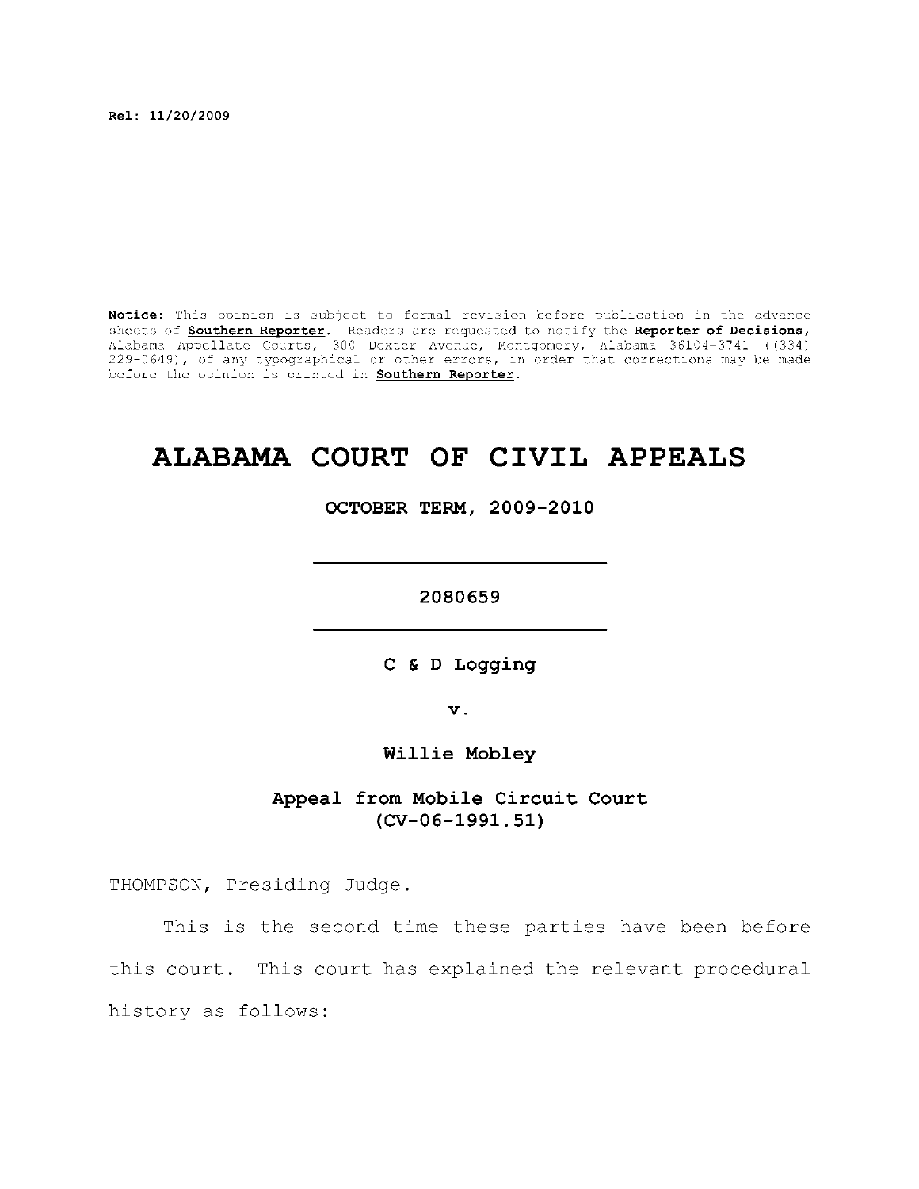Rel: 11/20/2009

**Notice:** This opinion is subject to formal revision before publication in the advance sheets of **Southern Reporter**. Readers are requested to notify the **Reporter of Decisions**, Alabama Appellate Courts, 300 Dexter Avenue, Montgomery, Alabama 36104-3741 ((334) 229-0649), of any typographical or other errors, in order that corrections may be made before the opinion is printed in **Southern Reporter**.

# ALABAMA COURT OF CIVIL APPEALS

**OCTOBER TERM, 2009-2010**

---

**2080659**

---

**C & D Logging**

**v.**

**Willie Mobley**

**Appeal from Mobile Circuit Court (CV-06-1991.51)**

THOMPSON, Presiding Judge.

This is the second time these parties have been before this court. This court has explained the relevant procedural history as follows: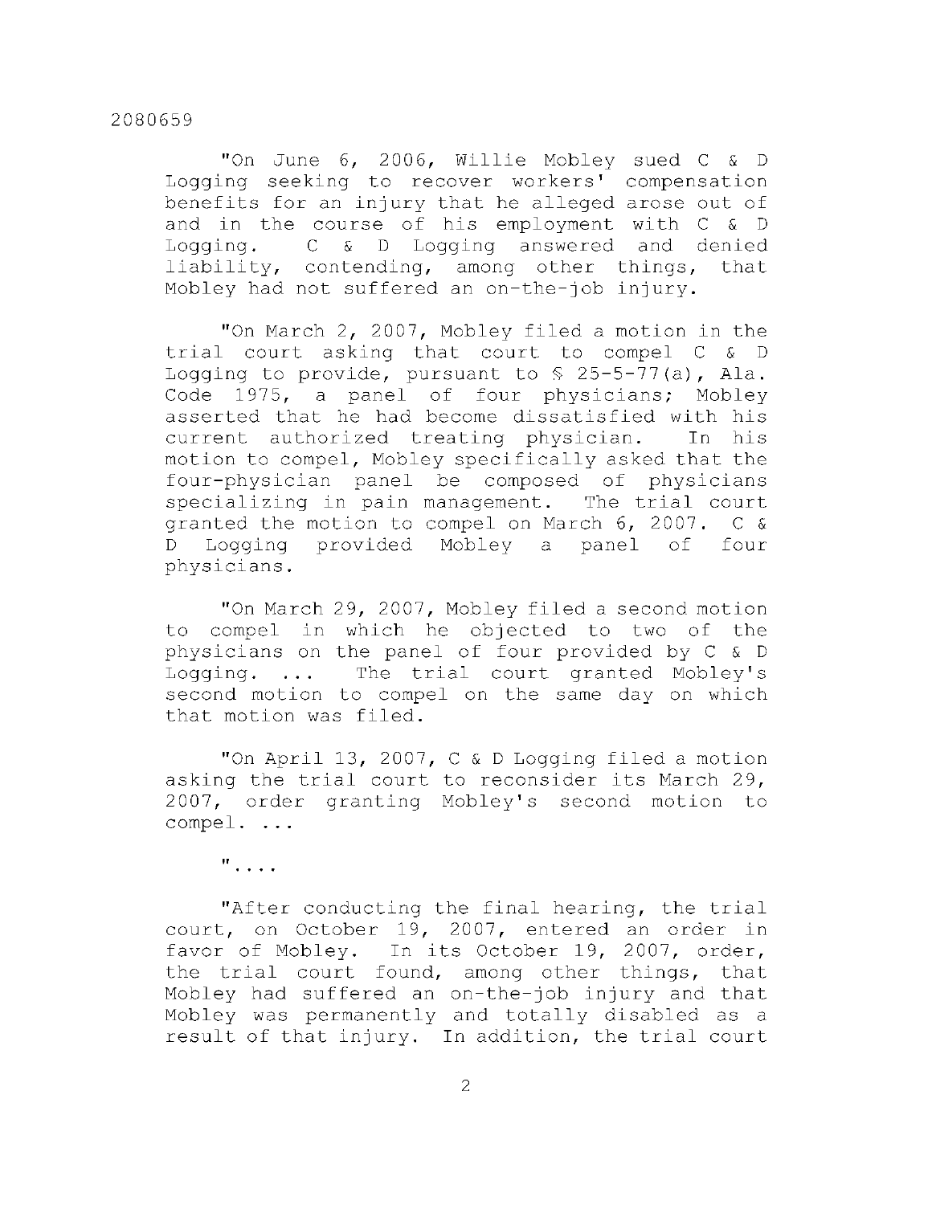"On June 6, 2006, Willie Mobley sued C & D Logging seeking to recover workers' compensation benefits for an injury that he alleged arose out of and in the course of his employment with C & D Logging. C & D Logging answered and denied liability, contending, among other things, that Mobley had not suffered an on-the-job injury.

"On March 2, 2007, Mobley filed a motion in the trial court asking that court to compel C & D Logging to provide, pursuant to § 25-5-77(a), Ala. Code 1975, a panel of four physicians; Mobley asserted that he had become dissatisfied with his current authorized treating physician. In his motion to compel, Mobley specifically asked that the four-physician panel be composed of physicians specializing in pain management. The trial court granted the motion to compel on March 6, 2007. C & D Logging provided Mobley a panel of four physicians.

"On March 29, 2007, Mobley filed a second motion to compel in which he objected to two of the physicians on the panel of four provided by C & D Logging. ... The trial court granted Mobley's second motion to compel on the same day on which that motion was filed.

"On April 13, 2007, C & D Logging filed a motion asking the trial court to reconsider its March 29, 2007, order granting Mobley's second motion to compel. ...

"....

"After conducting the final hearing, the trial court, on October 19, 2007, entered an order in favor of Mobley. In its October 19, 2007, order, the trial court found, among other things, that Mobley had suffered an on-the-job injury and that Mobley was permanently and totally disabled as a result of that injury. In addition, the trial court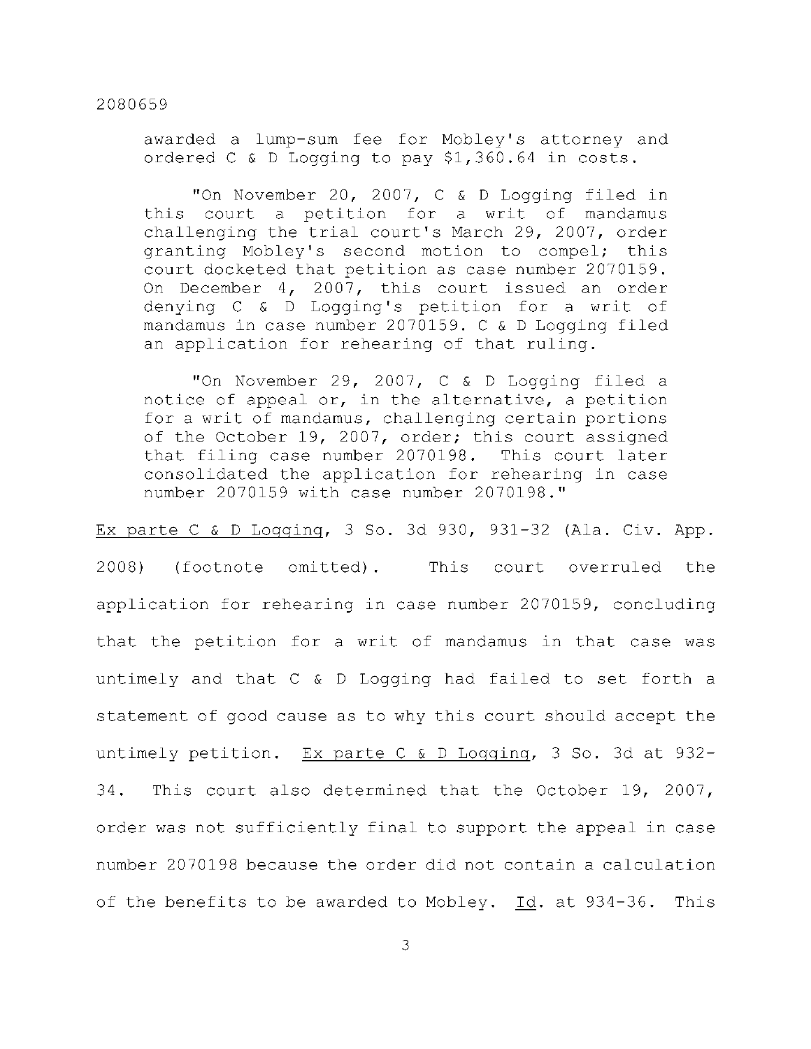awarded a lump-sum fee for Mobley's attorney and ordered C & D Logging to pay $1,360.64 in costs.

"On November 20, 2007, C & D Logging filed in this court a petition for a writ of mandamus challenging the trial court's March 29, 2007, order granting Mobley's second motion to compel; this court docketed that petition as case number 2070159. On December 4, 2007, this court issued an order denying C & D Logging's petition for a writ of mandamus in case number 2070159. C & D Logging filed an application for rehearing of that ruling.

"On November 29, 2007, C & D Logging filed a notice of appeal or, in the alternative, a petition for a writ of mandamus, challenging certain portions of the October 19, 2007, order; this court assigned that filing case number 2070198. This court later consolidated the application for rehearing in case number 2070159 with case number 2070198."

Ex parte C & D Logging, 3 So. 3d 930, 931-32 (Ala. Civ. App. 2008) (footnote omitted). This court overruled the application for rehearing in case number 2070159, concluding that the petition for a writ of mandamus in that case was untimely and that C & D Logging had failed to set forth a statement of good cause as to why this court should accept the untimely petition. Ex parte C & D Logging, 3 So. 3d at 932-34. This court also determined that the October 19, 2007, order was not sufficiently final to support the appeal in case number 2070198 because the order did not contain a calculation of the benefits to be awarded to Mobley. Id. at 934-36. This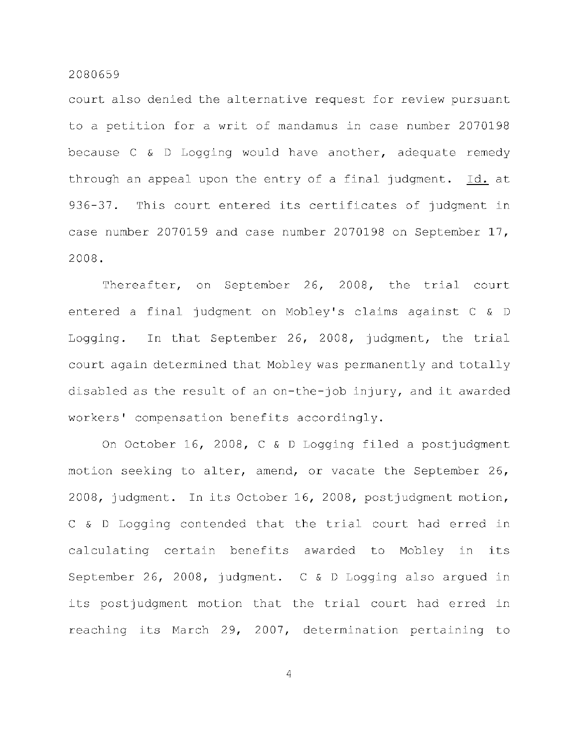court also denied the alternative request for review pursuant to a petition for a writ of mandamus in case number 2070198 because C & D Logging would have another, adequate remedy through an appeal upon the entry of a final judgment. Id. at 936-37. This court entered its certificates of judgment in case number 2070159 and case number 2070198 on September 17, 2008.

Thereafter, on September 26, 2008, the trial court entered a final judgment on Mobley's claims against C & D Logging. In that September 26, 2008, judgment, the trial court again determined that Mobley was permanently and totally disabled as the result of an on-the-job injury, and it awarded workers' compensation benefits accordingly.

On October 16, 2008, C & D Logging filed a postjudgment motion seeking to alter, amend, or vacate the September 26, 2008, judgment. In its October 16, 2008, postjudgment motion, C & D Logging contended that the trial court had erred in calculating certain benefits awarded to Mobley in its September 26, 2008, judgment. C & D Logging also argued in its postjudgment motion that the trial court had erred in reaching its March 29, 2007, determination pertaining to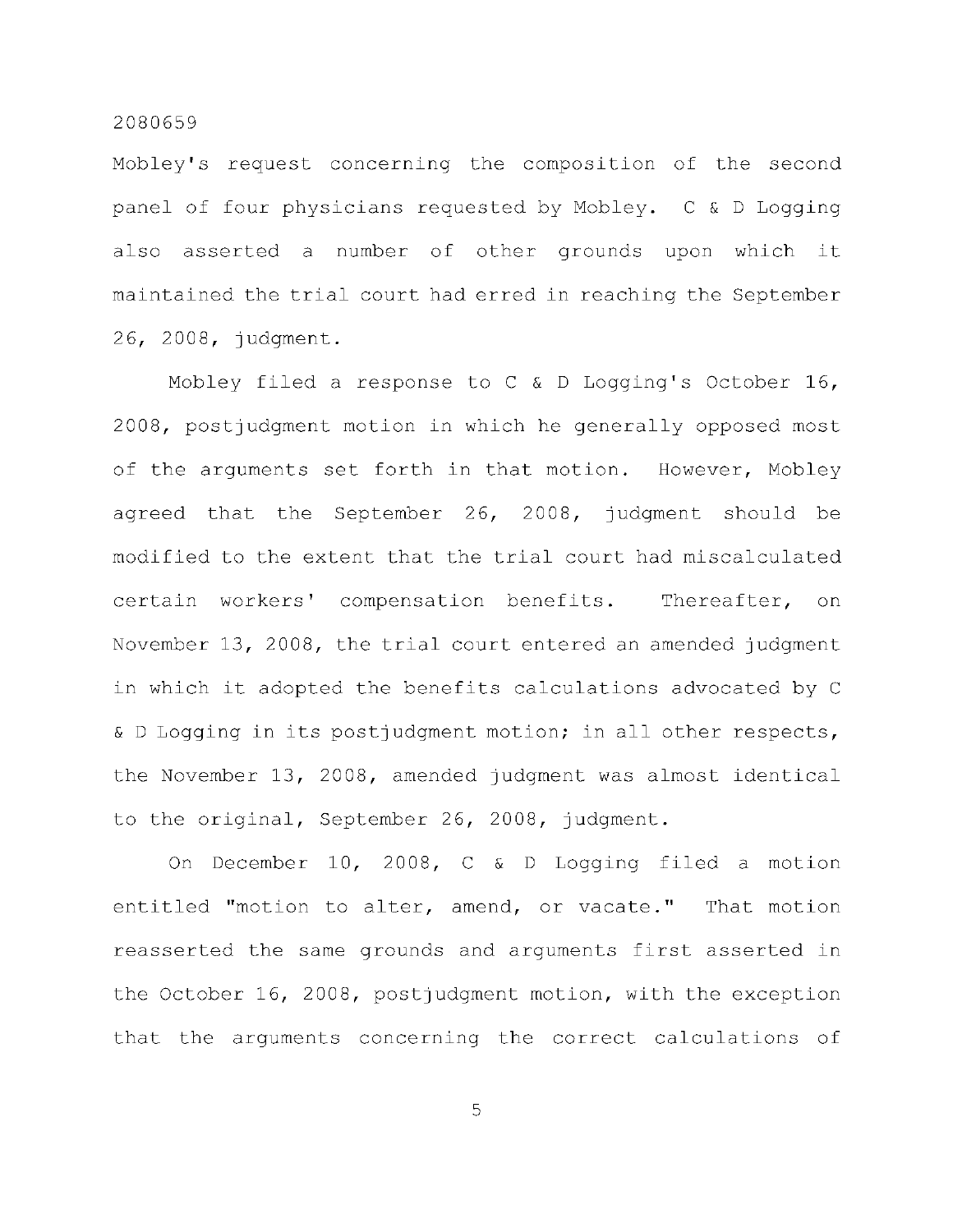Mobley's request concerning the composition of the second panel of four physicians requested by Mobley. C & D Logging also asserted a number of other grounds upon which it maintained the trial court had erred in reaching the September 26, 2008, judgment.

Mobley filed a response to C & D Logging's October 16, 2008, postjudgment motion in which he generally opposed most of the arguments set forth in that motion. However, Mobley agreed that the September 26, 2008, judgment should be modified to the extent that the trial court had miscalculated certain workers' compensation benefits. Thereafter, on November 13, 2008, the trial court entered an amended judgment in which it adopted the benefits calculations advocated by C & D Logging in its postjudgment motion; in all other respects, the November 13, 2008, amended judgment was almost identical to the original, September 26, 2008, judgment.

On December 10, 2008, C & D Logging filed a motion entitled "motion to alter, amend, or vacate." That motion reasserted the same grounds and arguments first asserted in the October 16, 2008, postjudgment motion, with the exception that the arguments concerning the correct calculations of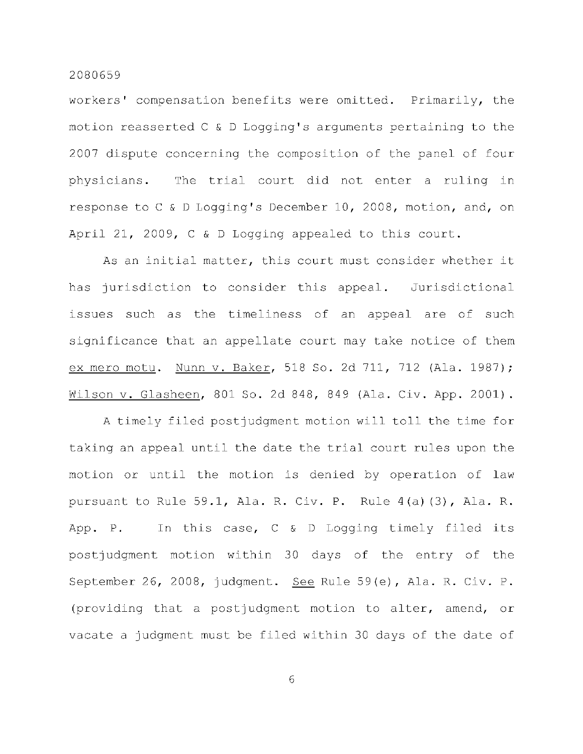workers' compensation benefits were omitted. Primarily, the motion reasserted C & D Logging's arguments pertaining to the 2007 dispute concerning the composition of the panel of four physicians. The trial court did not enter a ruling in response to C & D Logging's December 10, 2008, motion, and, on April 21, 2009, C & D Logging appealed to this court.

As an initial matter, this court must consider whether it has jurisdiction to consider this appeal. Jurisdictional issues such as the timeliness of an appeal are of such significance that an appellate court may take notice of them _ex mero motu_. _Nunn v. Baker_, 518 So. 2d 711, 712 (Ala. 1987); _Wilson v. Glasheen_, 801 So. 2d 848, 849 (Ala. Civ. App. 2001).

A timely filed postjudgment motion will toll the time for taking an appeal until the date the trial court rules upon the motion or until the motion is denied by operation of law pursuant to Rule 59.1, Ala. R. Civ. P. Rule 4(a)(3), Ala. R. App. P. In this case, C & D Logging timely filed its postjudgment motion within 30 days of the entry of the September 26, 2008, judgment. _See_ Rule 59(e), Ala. R. Civ. P. (providing that a postjudgment motion to alter, amend, or vacate a judgment must be filed within 30 days of the date of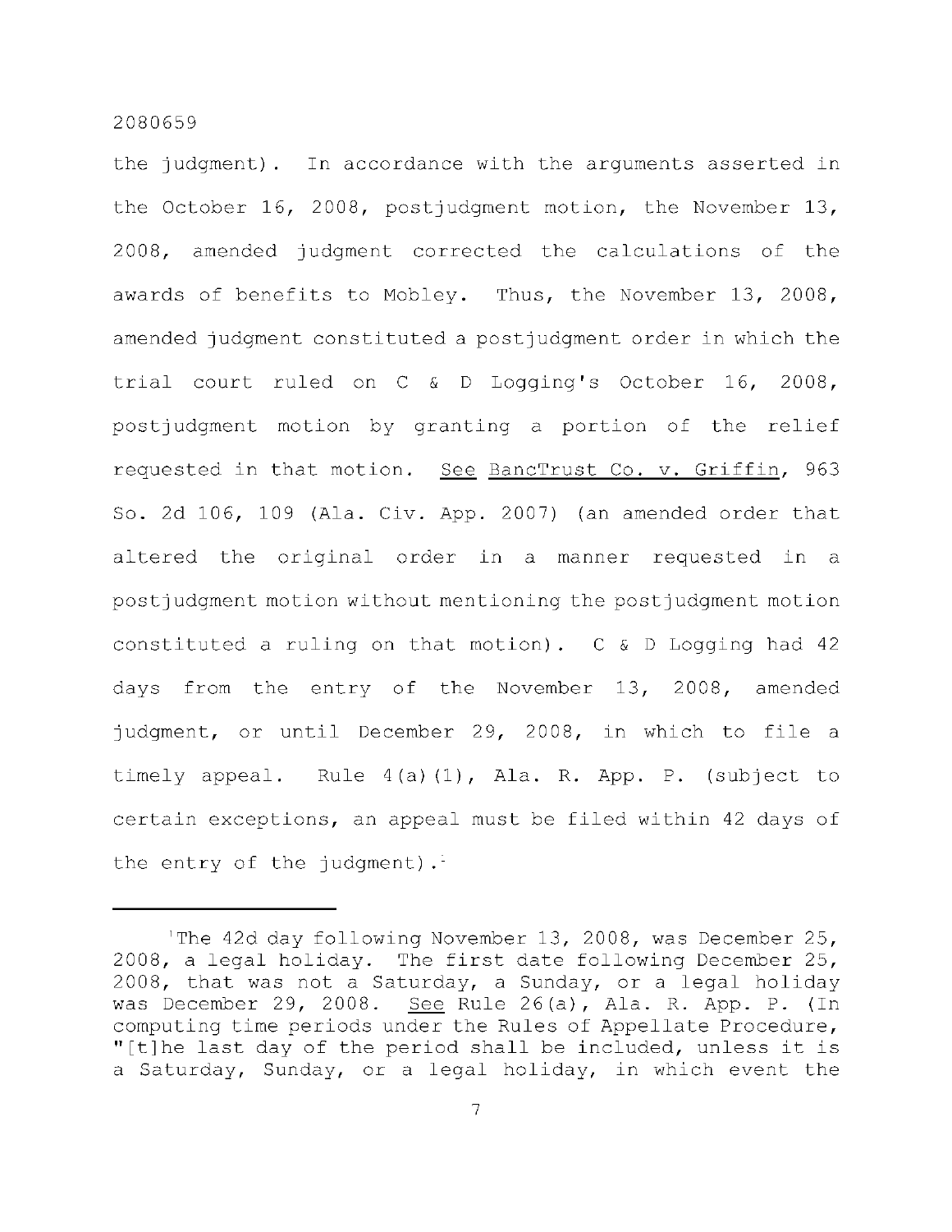the judgment). In accordance with the arguments asserted in the October 16, 2008, postjudgment motion, the November 13, 2008, amended judgment corrected the calculations of the awards of benefits to Mobley. Thus, the November 13, 2008, amended judgment constituted a postjudgment order in which the trial court ruled on C & D Logging's October 16, 2008, postjudgment motion by granting a portion of the relief requested in that motion. See BancTrust Co. v. Griffin, 963 So. 2d 106, 109 (Ala. Civ. App. 2007) (an amended order that altered the original order in a manner requested in a postjudgment motion without mentioning the postjudgment motion constituted a ruling on that motion). C & D Logging had 42 days from the entry of the November 13, 2008, amended judgment, or until December 29, 2008, in which to file a timely appeal. Rule 4(a)(1), Ala. R. App. P. (subject to certain exceptions, an appeal must be filed within 42 days of the entry of the judgment).[1]

---

[1]The 42d day following November 13, 2008, was December 25, 2008, a legal holiday. The first date following December 25, 2008, that was not a Saturday, a Sunday, or a legal holiday was December 29, 2008. See Rule 26(a), Ala. R. App. P. (In computing time periods under the Rules of Appellate Procedure, "[t]he last day of the period shall be included, unless it is a Saturday, Sunday, or a legal holiday, in which event the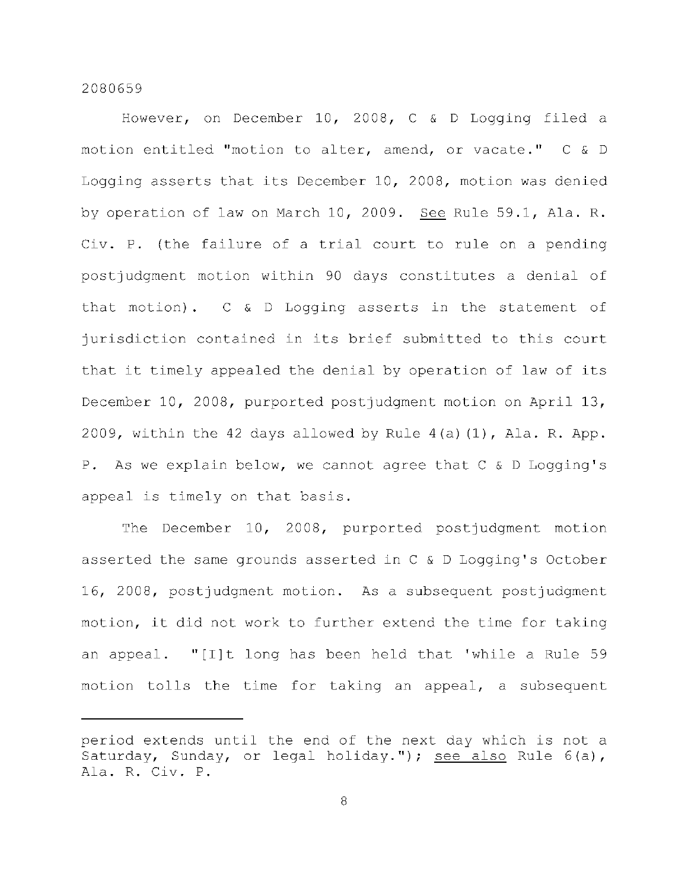However, on December 10, 2008, C & D Logging filed a motion entitled "motion to alter, amend, or vacate." C & D Logging asserts that its December 10, 2008, motion was denied by operation of law on March 10, 2009. See Rule 59.1, Ala. R. Civ. P. (the failure of a trial court to rule on a pending postjudgment motion within 90 days constitutes a denial of that motion). C & D Logging asserts in the statement of jurisdiction contained in its brief submitted to this court that it timely appealed the denial by operation of law of its December 10, 2008, purported postjudgment motion on April 13, 2009, within the 42 days allowed by Rule 4(a)(1), Ala. R. App. P. As we explain below, we cannot agree that C & D Logging's appeal is timely on that basis.

The December 10, 2008, purported postjudgment motion asserted the same grounds asserted in C & D Logging's October 16, 2008, postjudgment motion. As a subsequent postjudgment motion, it did not work to further extend the time for taking an appeal. "[I]t long has been held that 'while a Rule 59 motion tolls the time for taking an appeal, a subsequent

---

period extends until the end of the next day which is not a Saturday, Sunday, or legal holiday."); see also Rule 6(a), Ala. R. Civ. P.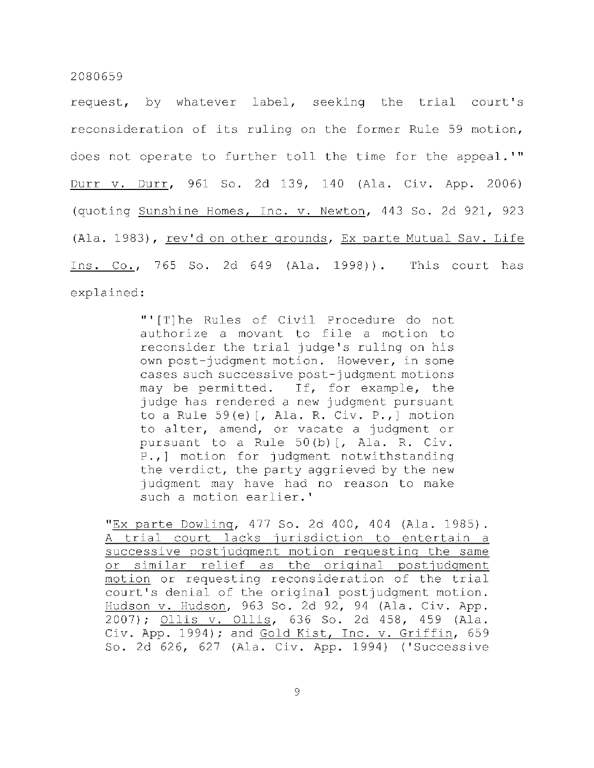request, by whatever label, seeking the trial court's reconsideration of its ruling on the former Rule 59 motion, does not operate to further toll the time for the appeal.'" Durr v. Durr, 961 So. 2d 139, 140 (Ala. Civ. App. 2006) (quoting Sunshine Homes, Inc. v. Newton, 443 So. 2d 921, 923 (Ala. 1983), rev'd on other grounds, Ex parte Mutual Sav. Life Ins. Co., 765 So. 2d 649 (Ala. 1998)). This court has explained:

> "'[T]he Rules of Civil Procedure do not authorize a movant to file a motion to reconsider the trial judge's ruling on his own post-judgment motion. However, in some cases such successive post-judgment motions may be permitted. If, for example, the judge has rendered a new judgment pursuant to a Rule 59(e)[, Ala. R. Civ. P.,] motion to alter, amend, or vacate a judgment or pursuant to a Rule 50(b)[, Ala. R. Civ. P.,] motion for judgment notwithstanding the verdict, the party aggrieved by the new judgment may have had no reason to make such a motion earlier.'
>
> "Ex parte Dowling, 477 So. 2d 400, 404 (Ala. 1985). A trial court lacks jurisdiction to entertain a successive postjudgment motion requesting the same or similar relief as the original postjudgment motion or requesting reconsideration of the trial court's denial of the original postjudgment motion. Hudson v. Hudson, 963 So. 2d 92, 94 (Ala. Civ. App. 2007); Ollis v. Ollis, 636 So. 2d 458, 459 (Ala. Civ. App. 1994); and Gold Kist, Inc. v. Griffin, 659 So. 2d 626, 627 (Ala. Civ. App. 1994) ('Successive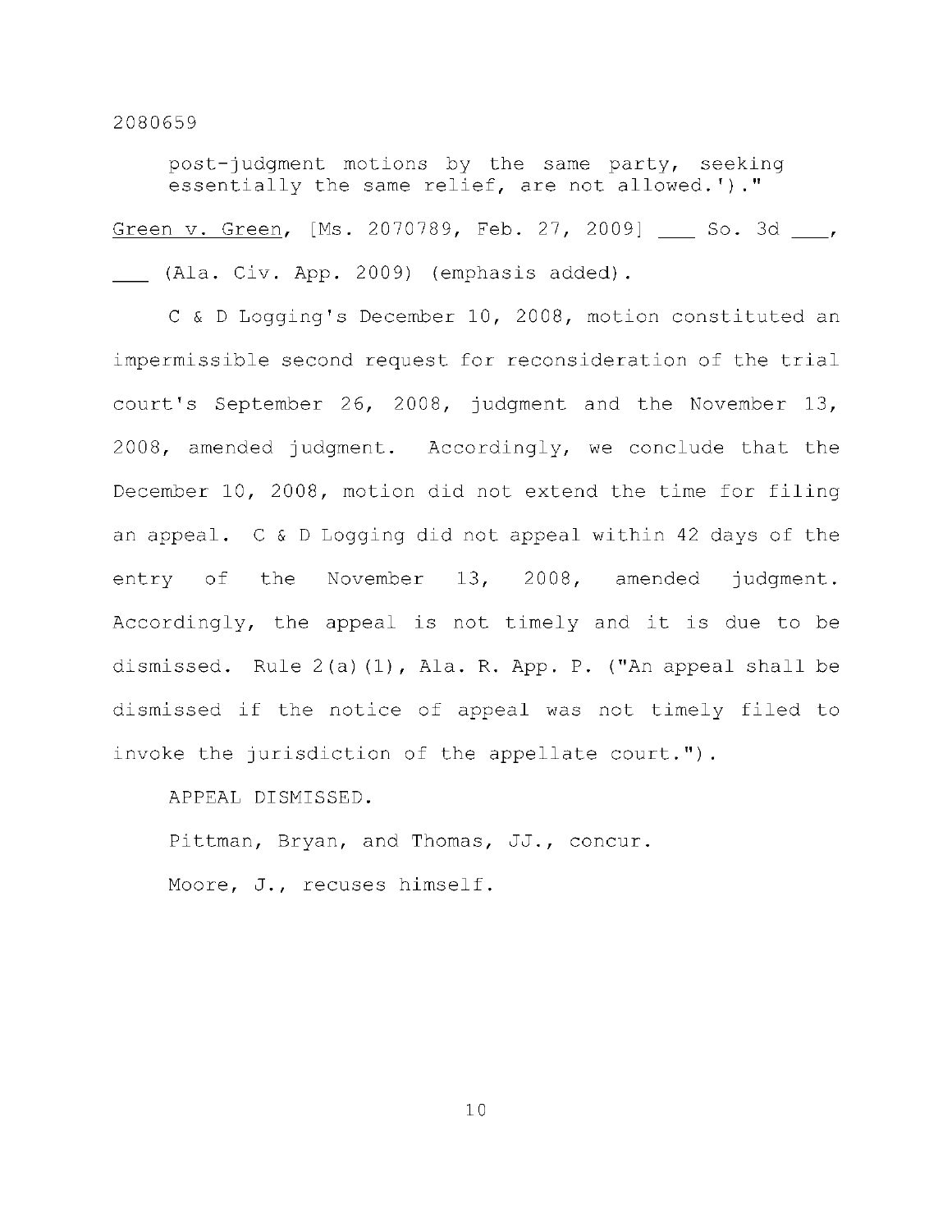post-judgment motions by the same party, seeking essentially the same relief, are not allowed.')."

Green v. Green, [Ms. 2070789, Feb. 27, 2009] ___ So. 3d ___, ___ (Ala. Civ. App. 2009) (emphasis added).

C & D Logging's December 10, 2008, motion constituted an impermissible second request for reconsideration of the trial court's September 26, 2008, judgment and the November 13, 2008, amended judgment. Accordingly, we conclude that the December 10, 2008, motion did not extend the time for filing an appeal. C & D Logging did not appeal within 42 days of the entry of the November 13, 2008, amended judgment. Accordingly, the appeal is not timely and it is due to be dismissed. Rule 2(a)(1), Ala. R. App. P. ("An appeal shall be dismissed if the notice of appeal was not timely filed to invoke the jurisdiction of the appellate court.").

APPEAL DISMISSED.

Pittman, Bryan, and Thomas, JJ., concur.

Moore, J., recuses himself.